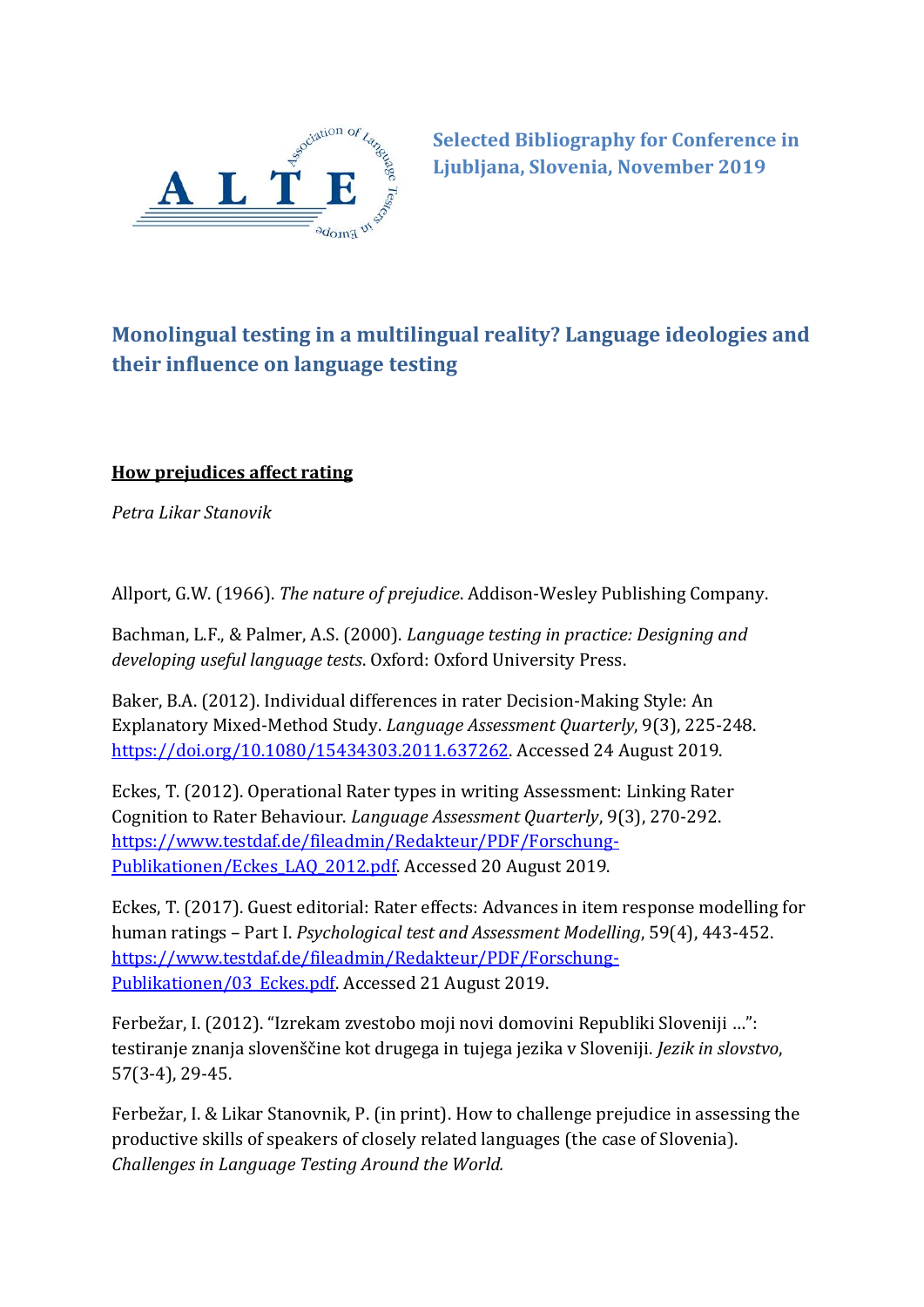## Selected Bibliography for Conference in Ljubljana, Slovenia, November 2019

# Monolingual testing in a multilingual reality? Language ideologies and their influence on language testing

**How prejudices affect rating**

*Petra Likar Stanovik*

Allport, G.W. (1966). *The nature of prejudice*. Addison-Wesley Publishing Company.

Bachman, L.F., & Palmer, A.S. (2000). *Language testing in practice: Designing and developing useful language tests*. Oxford: Oxford University Press.

Baker, B.A. (2012). Individual differences in rater Decision-Making Style: An Explanatory Mixed-Method Study. *Language Assessment Quarterly*, 9(3), 225-248. https://doi.org/10.1080/15434303.2011.637262. Accessed 24 August 2019.

Eckes, T. (2012). Operational Rater types in writing Assessment: Linking Rater Cognition to Rater Behaviour. *Language Assessment Quarterly*, 9(3), 270-292. https://www.testdaf.de/fileadmin/Redakteur/PDF/Forschung-Publikationen/Eckes_LAQ_2012.pdf. Accessed 20 August 2019.

Eckes, T. (2017). Guest editorial: Rater effects: Advances in item response modelling for human ratings – Part I. *Psychological test and Assessment Modelling*, 59(4), 443-452. https://www.testdaf.de/fileadmin/Redakteur/PDF/Forschung-Publikationen/03_Eckes.pdf. Accessed 21 August 2019.

Ferbežar, I. (2012). "Izrekam zvestobo moji novi domovini Republiki Sloveniji …": testiranje znanja slovenščine kot drugega in tujega jezika v Sloveniji. *Jezik in slovstvo*, 57(3-4), 29-45.

Ferbežar, I. & Likar Stanovnik, P. (in print). How to challenge prejudice in assessing the productive skills of speakers of closely related languages (the case of Slovenia). *Challenges in Language Testing Around the World.*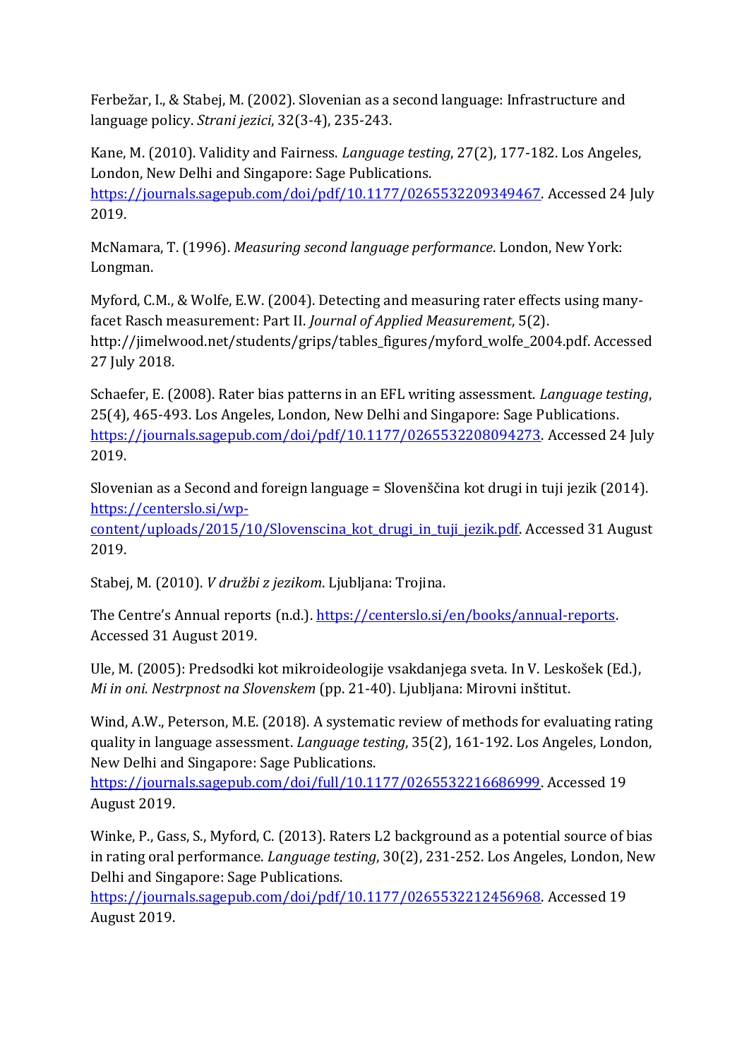Ferbežar, I., & Stabej, M. (2002). Slovenian as a second language: Infrastructure and language policy. *Strani jezici*, 32(3-4), 235-243.

Kane, M. (2010). Validity and Fairness. *Language testing*, 27(2), 177-182. Los Angeles, London, New Delhi and Singapore: Sage Publications. https://journals.sagepub.com/doi/pdf/10.1177/0265532209349467. Accessed 24 July 2019.

McNamara, T. (1996). *Measuring second language performance*. London, New York: Longman.

Myford, C.M., & Wolfe, E.W. (2004). Detecting and measuring rater effects using many-facet Rasch measurement: Part II. *Journal of Applied Measurement*, 5(2). http://jimelwood.net/students/grips/tables_figures/myford_wolfe_2004.pdf. Accessed 27 July 2018.

Schaefer, E. (2008). Rater bias patterns in an EFL writing assessment. *Language testing*, 25(4), 465-493. Los Angeles, London, New Delhi and Singapore: Sage Publications. https://journals.sagepub.com/doi/pdf/10.1177/0265532208094273. Accessed 24 July 2019.

Slovenian as a Second and foreign language = Slovenščina kot drugi in tuji jezik (2014). https://centerslo.si/wp-content/uploads/2015/10/Slovenscina_kot_drugi_in_tuji_jezik.pdf. Accessed 31 August 2019.

Stabej, M. (2010). *V družbi z jezikom*. Ljubljana: Trojina.

The Centre's Annual reports (n.d.). https://centerslo.si/en/books/annual-reports. Accessed 31 August 2019.

Ule, M. (2005): Predsodki kot mikroideologije vsakdanjega sveta. In V. Leskošek (Ed.), *Mi in oni. Nestrpnost na Slovenskem* (pp. 21-40). Ljubljana: Mirovni inštitut.

Wind, A.W., Peterson, M.E. (2018). A systematic review of methods for evaluating rating quality in language assessment. *Language testing*, 35(2), 161-192. Los Angeles, London, New Delhi and Singapore: Sage Publications. https://journals.sagepub.com/doi/full/10.1177/0265532216686999. Accessed 19 August 2019.

Winke, P., Gass, S., Myford, C. (2013). Raters L2 background as a potential source of bias in rating oral performance. *Language testing*, 30(2), 231-252. Los Angeles, London, New Delhi and Singapore: Sage Publications. https://journals.sagepub.com/doi/pdf/10.1177/0265532212456968. Accessed 19 August 2019.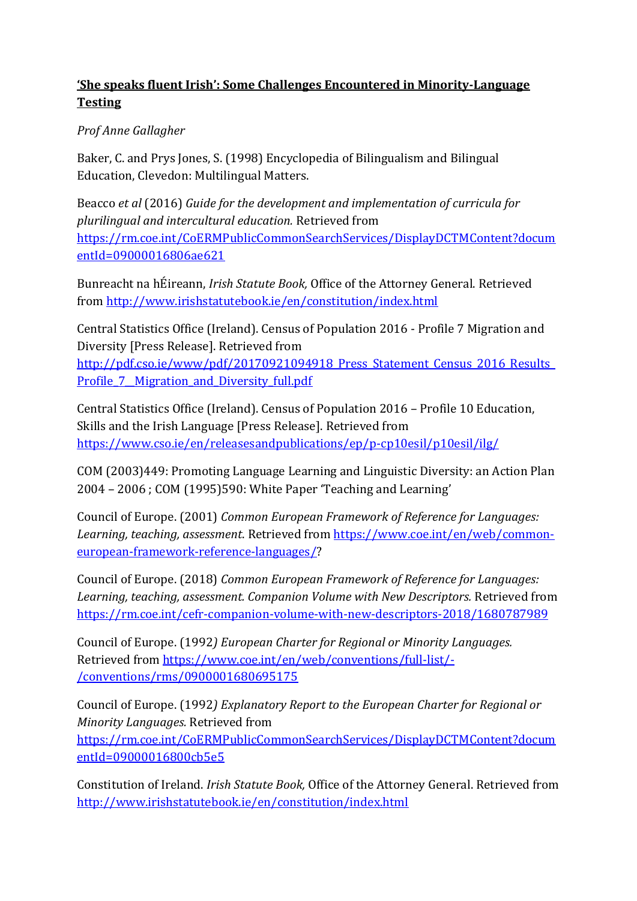**‘She speaks fluent Irish’: Some Challenges Encountered in Minority-Language Testing**

*Prof Anne Gallagher*

Baker, C. and Prys Jones, S. (1998) Encyclopedia of Bilingualism and Bilingual Education, Clevedon: Multilingual Matters.

Beacco *et al* (2016) *Guide for the development and implementation of curricula for plurilingual and intercultural education.* Retrieved from https://rm.coe.int/CoERMPublicCommonSearchServices/DisplayDCTMContent?documentId=09000016806ae621

Bunreacht na hÉireann, *Irish Statute Book,* Office of the Attorney General. Retrieved from http://www.irishstatutebook.ie/en/constitution/index.html

Central Statistics Office (Ireland). Census of Population 2016 - Profile 7 Migration and Diversity [Press Release]. Retrieved from http://pdf.cso.ie/www/pdf/20170921094918_Press_Statement_Census_2016_Results_Profile_7__Migration_and_Diversity_full.pdf

Central Statistics Office (Ireland). Census of Population 2016 – Profile 10 Education, Skills and the Irish Language [Press Release]. Retrieved from https://www.cso.ie/en/releasesandpublications/ep/p-cp10esil/p10esil/ilg/

COM (2003)449: Promoting Language Learning and Linguistic Diversity: an Action Plan 2004 – 2006 ; COM (1995)590: White Paper ‘Teaching and Learning’

Council of Europe. (2001) *Common European Framework of Reference for Languages: Learning, teaching, assessment.* Retrieved from https://www.coe.int/en/web/common-european-framework-reference-languages/?

Council of Europe. (2018) *Common European Framework of Reference for Languages: Learning, teaching, assessment. Companion Volume with New Descriptors.* Retrieved from https://rm.coe.int/cefr-companion-volume-with-new-descriptors-2018/1680787989

Council of Europe. (1992*) European Charter for Regional or Minority Languages.* Retrieved from https://www.coe.int/en/web/conventions/full-list/-/conventions/rms/0900001680695175

Council of Europe. (1992*) Explanatory Report to the European Charter for Regional or Minority Languages.* Retrieved from https://rm.coe.int/CoERMPublicCommonSearchServices/DisplayDCTMContent?documentId=09000016800cb5e5

Constitution of Ireland. *Irish Statute Book,* Office of the Attorney General. Retrieved from http://www.irishstatutebook.ie/en/constitution/index.html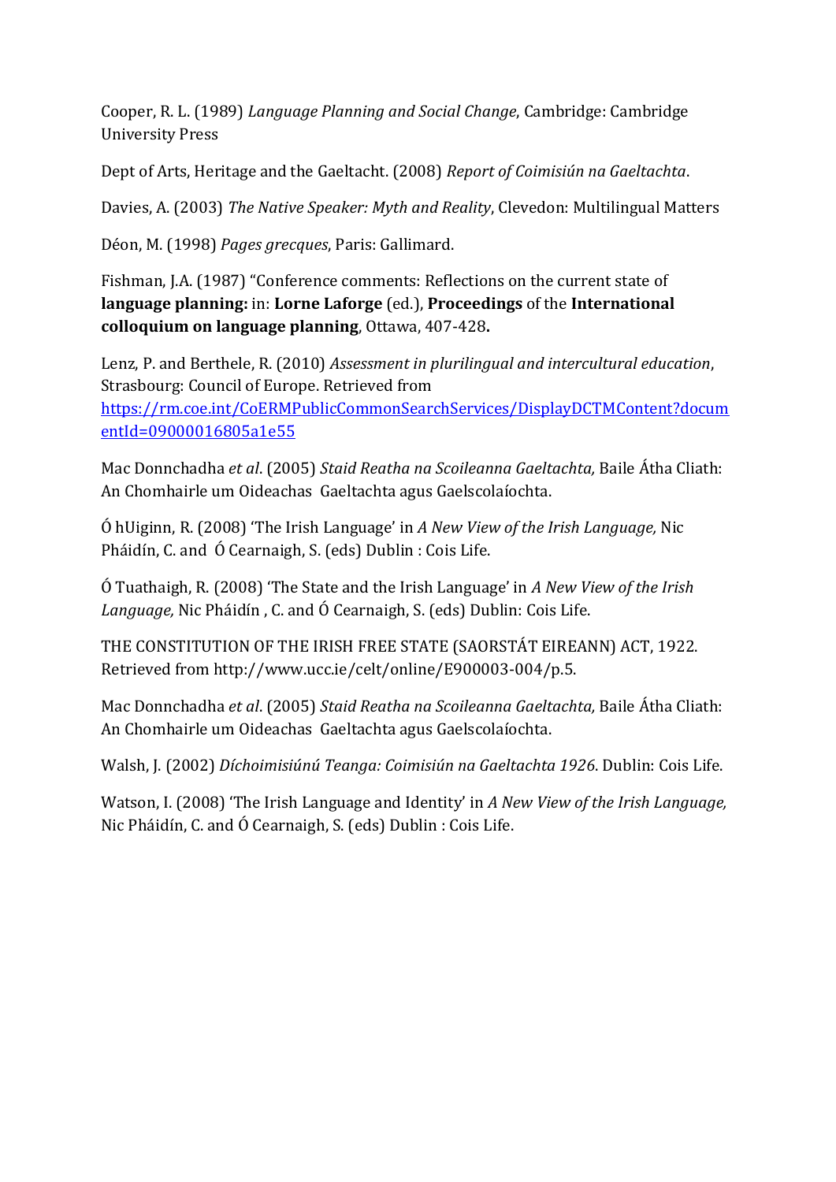Cooper, R. L. (1989) *Language Planning and Social Change*, Cambridge: Cambridge University Press

Dept of Arts, Heritage and the Gaeltacht. (2008) *Report of Coimisiún na Gaeltachta*.

Davies, A. (2003) *The Native Speaker: Myth and Reality*, Clevedon: Multilingual Matters

Déon, M. (1998) *Pages grecques*, Paris: Gallimard.

Fishman, J.A. (1987) "Conference comments: Reflections on the current state of **language planning:** in: **Lorne Laforge** (ed.), **Proceedings** of the **International colloquium on language planning**, Ottawa, 407-428**.**

Lenz, P. and Berthele, R. (2010) *Assessment in plurilingual and intercultural education*, Strasbourg: Council of Europe. Retrieved from [https://rm.coe.int/CoERMPublicCommonSearchServices/DisplayDCTMContent?documentId=09000016805a1e55](https://rm.coe.int/CoERMPublicCommonSearchServices/DisplayDCTMContent?documentId=09000016805a1e55)

Mac Donnchadha *et al*. (2005) *Staid Reatha na Scoileanna Gaeltachta,* Baile Átha Cliath: An Chomhairle um Oideachas Gaeltachta agus Gaelscolaíochta.

Ó hUiginn, R. (2008) 'The Irish Language' in *A New View of the Irish Language,* Nic Pháidín, C. and Ó Cearnaigh, S. (eds) Dublin : Cois Life.

Ó Tuathaigh, R. (2008) 'The State and the Irish Language' in *A New View of the Irish Language,* Nic Pháidín , C. and Ó Cearnaigh, S. (eds) Dublin: Cois Life.

THE CONSTITUTION OF THE IRISH FREE STATE (SAORSTÁT EIREANN) ACT, 1922. Retrieved from http://www.ucc.ie/celt/online/E900003-004/p.5.

Mac Donnchadha *et al*. (2005) *Staid Reatha na Scoileanna Gaeltachta,* Baile Átha Cliath: An Chomhairle um Oideachas Gaeltachta agus Gaelscolaíochta.

Walsh, J. (2002) *Díchoimisiúnú Teanga: Coimisiún na Gaeltachta 1926*. Dublin: Cois Life.

Watson, I. (2008) 'The Irish Language and Identity' in *A New View of the Irish Language,* Nic Pháidín, C. and Ó Cearnaigh, S. (eds) Dublin : Cois Life.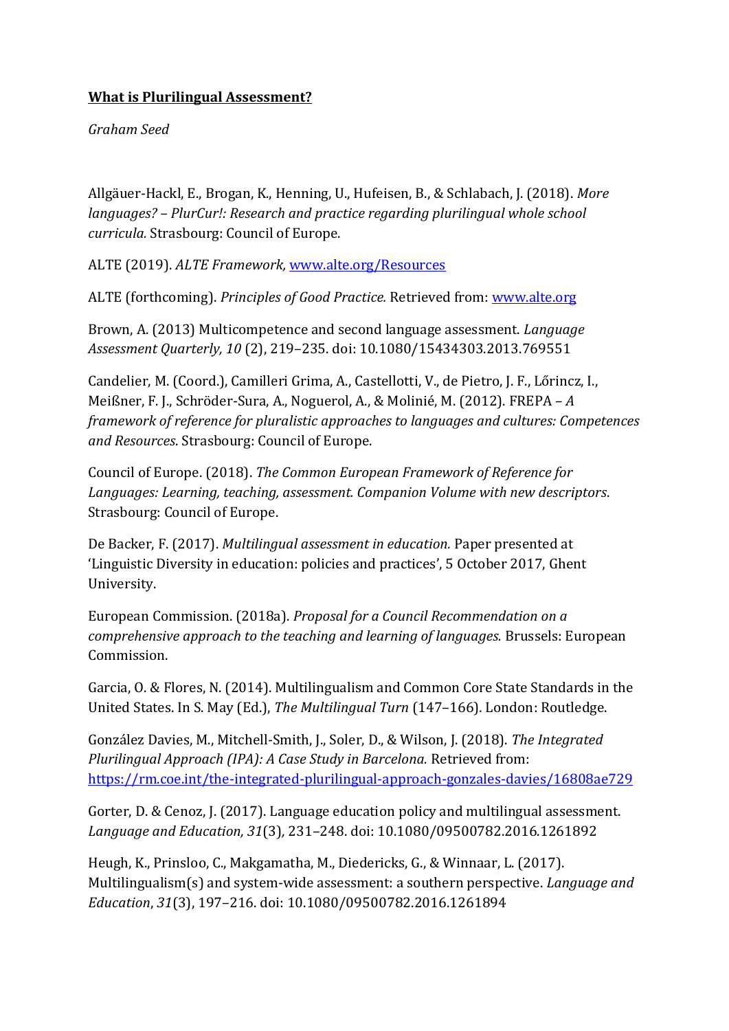**<u>What is Plurilingual Assessment?</u>**

*Graham Seed*

Allgäuer-Hackl, E., Brogan, K., Henning, U., Hufeisen, B., & Schlabach, J. (2018). *More languages? – PlurCur!: Research and practice regarding plurilingual whole school curricula.* Strasbourg: Council of Europe.

ALTE (2019). *ALTE Framework,* [www.alte.org/Resources](www.alte.org/Resources)

ALTE (forthcoming). *Principles of Good Practice.* Retrieved from: [www.alte.org](www.alte.org)

Brown, A. (2013) Multicompetence and second language assessment. *Language Assessment Quarterly, 10* (2), 219–235. doi: 10.1080/15434303.2013.769551

Candelier, M. (Coord.), Camilleri Grima, A., Castellotti, V., de Pietro, J. F., Lőrincz, I., Meißner, F. J., Schröder-Sura, A., Noguerol, A., & Molinié, M. (2012). FREPA – *A framework of reference for pluralistic approaches to languages and cultures: Competences and Resources*. Strasbourg: Council of Europe.

Council of Europe. (2018). *The Common European Framework of Reference for Languages: Learning, teaching, assessment. Companion Volume with new descriptors*. Strasbourg: Council of Europe.

De Backer, F. (2017). *Multilingual assessment in education.* Paper presented at 'Linguistic Diversity in education: policies and practices', 5 October 2017, Ghent University.

European Commission. (2018a). *Proposal for a Council Recommendation on a comprehensive approach to the teaching and learning of languages.* Brussels: European Commission.

Garcia, O. & Flores, N. (2014). Multilingualism and Common Core State Standards in the United States. In S. May (Ed.), *The Multilingual Turn* (147–166). London: Routledge.

González Davies, M., Mitchell-Smith, J., Soler, D., & Wilson, J. (2018). *The Integrated Plurilingual Approach (IPA): A Case Study in Barcelona.* Retrieved from: [https://rm.coe.int/the-integrated-plurilingual-approach-gonzales-davies/16808ae729](https://rm.coe.int/the-integrated-plurilingual-approach-gonzales-davies/16808ae729)

Gorter, D. & Cenoz, J. (2017). Language education policy and multilingual assessment. *Language and Education, 31*(3)*,* 231–248. doi: 10.1080/09500782.2016.1261892

Heugh, K., Prinsloo, C., Makgamatha, M., Diedericks, G., & Winnaar, L. (2017). Multilingualism(s) and system-wide assessment: a southern perspective. *Language and Education*, *31*(3), 197–216. doi: 10.1080/09500782.2016.1261894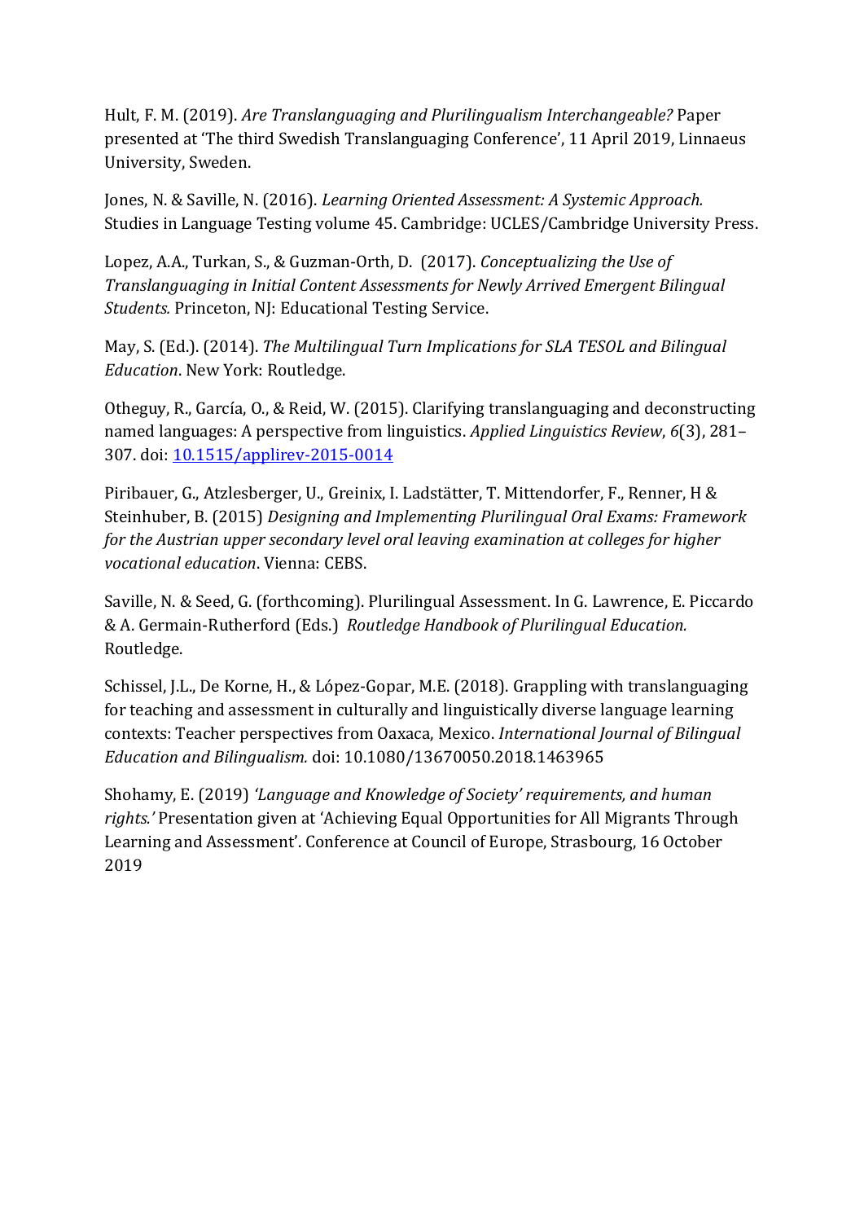Hult, F. M. (2019). *Are Translanguaging and Plurilingualism Interchangeable?* Paper presented at 'The third Swedish Translanguaging Conference', 11 April 2019, Linnaeus University, Sweden.

Jones, N. & Saville, N. (2016). *Learning Oriented Assessment: A Systemic Approach.* Studies in Language Testing volume 45. Cambridge: UCLES/Cambridge University Press.

Lopez, A.A., Turkan, S., & Guzman-Orth, D. (2017). *Conceptualizing the Use of Translanguaging in Initial Content Assessments for Newly Arrived Emergent Bilingual Students.* Princeton, NJ: Educational Testing Service.

May, S. (Ed.). (2014). *The Multilingual Turn Implications for SLA TESOL and Bilingual Education*. New York: Routledge.

Otheguy, R., García, O., & Reid, W. (2015). Clarifying translanguaging and deconstructing named languages: A perspective from linguistics. *Applied Linguistics Review*, *6*(3), 281–307. doi: [10.1515/applirev-2015-0014](10.1515/applirev-2015-0014)

Piribauer, G., Atzlesberger, U., Greinix, I. Ladstätter, T. Mittendorfer, F., Renner, H & Steinhuber, B. (2015) *Designing and Implementing Plurilingual Oral Exams: Framework for the Austrian upper secondary level oral leaving examination at colleges for higher vocational education*. Vienna: CEBS.

Saville, N. & Seed, G. (forthcoming). Plurilingual Assessment. In G. Lawrence, E. Piccardo & A. Germain-Rutherford (Eds.) *Routledge Handbook of Plurilingual Education.* Routledge.

Schissel, J.L., De Korne, H., & López-Gopar, M.E. (2018). Grappling with translanguaging for teaching and assessment in culturally and linguistically diverse language learning contexts: Teacher perspectives from Oaxaca, Mexico. *International Journal of Bilingual Education and Bilingualism.* doi: 10.1080/13670050.2018.1463965

Shohamy, E. (2019) *'Language and Knowledge of Society' requirements, and human rights.'* Presentation given at 'Achieving Equal Opportunities for All Migrants Through Learning and Assessment'. Conference at Council of Europe, Strasbourg, 16 October 2019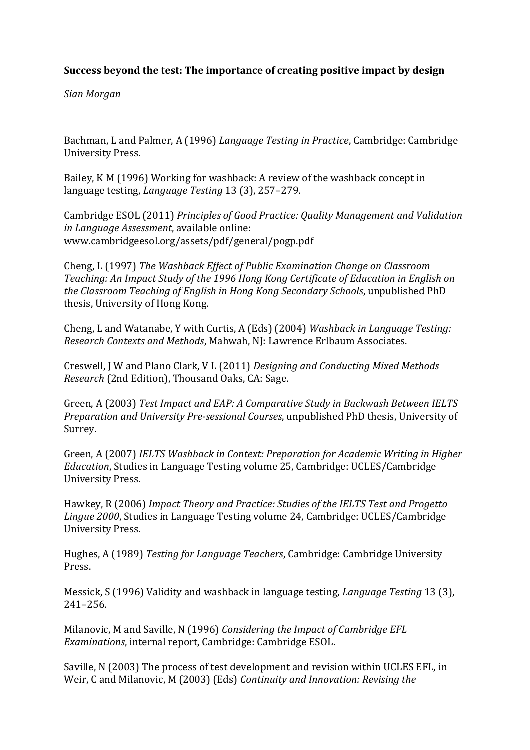**Success beyond the test: The importance of creating positive impact by design**

*Sian Morgan*

Bachman, L and Palmer, A (1996) *Language Testing in Practice*, Cambridge: Cambridge University Press.

Bailey, K M (1996) Working for washback: A review of the washback concept in language testing, *Language Testing* 13 (3), 257–279.

Cambridge ESOL (2011) *Principles of Good Practice: Quality Management and Validation in Language Assessment*, available online: www.cambridgeesol.org/assets/pdf/general/pogp.pdf

Cheng, L (1997) *The Washback Effect of Public Examination Change on Classroom Teaching: An Impact Study of the 1996 Hong Kong Certificate of Education in English on the Classroom Teaching of English in Hong Kong Secondary Schools*, unpublished PhD thesis, University of Hong Kong.

Cheng, L and Watanabe, Y with Curtis, A (Eds) (2004) *Washback in Language Testing: Research Contexts and Methods*, Mahwah, NJ: Lawrence Erlbaum Associates.

Creswell, J W and Plano Clark, V L (2011) *Designing and Conducting Mixed Methods Research* (2nd Edition), Thousand Oaks, CA: Sage.

Green, A (2003) *Test Impact and EAP: A Comparative Study in Backwash Between IELTS Preparation and University Pre-sessional Courses*, unpublished PhD thesis, University of Surrey.

Green, A (2007) *IELTS Washback in Context: Preparation for Academic Writing in Higher Education*, Studies in Language Testing volume 25, Cambridge: UCLES/Cambridge University Press.

Hawkey, R (2006) *Impact Theory and Practice: Studies of the IELTS Test and Progetto Lingue 2000*, Studies in Language Testing volume 24, Cambridge: UCLES/Cambridge University Press.

Hughes, A (1989) *Testing for Language Teachers*, Cambridge: Cambridge University Press.

Messick, S (1996) Validity and washback in language testing, *Language Testing* 13 (3), 241–256.

Milanovic, M and Saville, N (1996) *Considering the Impact of Cambridge EFL Examinations*, internal report, Cambridge: Cambridge ESOL.

Saville, N (2003) The process of test development and revision within UCLES EFL, in Weir, C and Milanovic, M (2003) (Eds) *Continuity and Innovation: Revising the*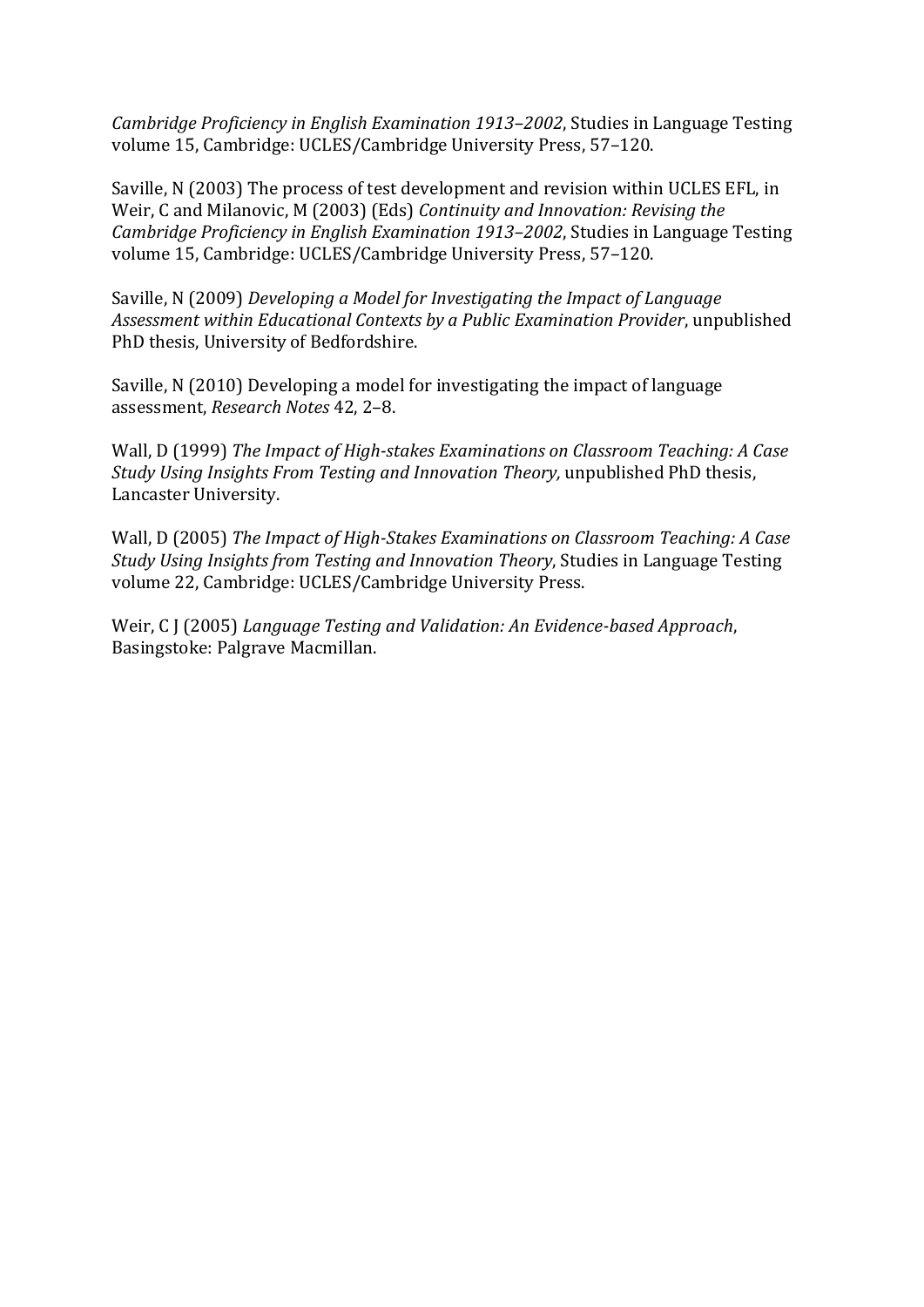*Cambridge Proficiency in English Examination 1913–2002*, Studies in Language Testing volume 15, Cambridge: UCLES/Cambridge University Press, 57–120.

Saville, N (2003) The process of test development and revision within UCLES EFL, in Weir, C and Milanovic, M (2003) (Eds) *Continuity and Innovation: Revising the Cambridge Proficiency in English Examination 1913–2002*, Studies in Language Testing volume 15, Cambridge: UCLES/Cambridge University Press, 57–120.

Saville, N (2009) *Developing a Model for Investigating the Impact of Language Assessment within Educational Contexts by a Public Examination Provider*, unpublished PhD thesis, University of Bedfordshire.

Saville, N (2010) Developing a model for investigating the impact of language assessment, *Research Notes* 42, 2–8.

Wall, D (1999) *The Impact of High-stakes Examinations on Classroom Teaching: A Case Study Using Insights From Testing and Innovation Theory,* unpublished PhD thesis, Lancaster University.

Wall, D (2005) *The Impact of High-Stakes Examinations on Classroom Teaching: A Case Study Using Insights from Testing and Innovation Theory*, Studies in Language Testing volume 22, Cambridge: UCLES/Cambridge University Press.

Weir, C J (2005) *Language Testing and Validation: An Evidence-based Approach*, Basingstoke: Palgrave Macmillan.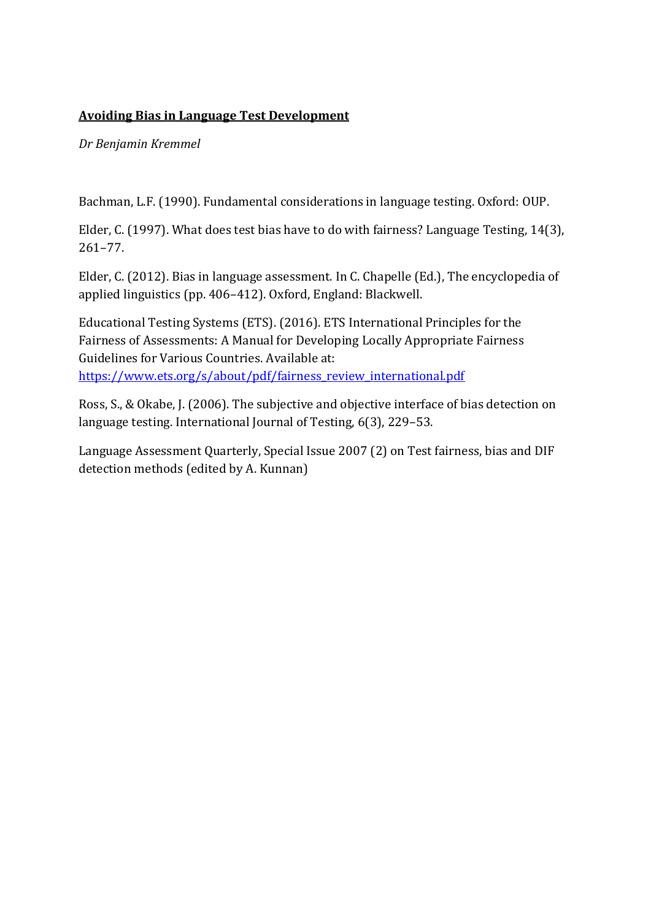**<u>Avoiding Bias in Language Test Development</u>**

*Dr Benjamin Kremmel*

Bachman, L.F. (1990). Fundamental considerations in language testing. Oxford: OUP.

Elder, C. (1997). What does test bias have to do with fairness? Language Testing, 14(3), 261–77.

Elder, C. (2012). Bias in language assessment. In C. Chapelle (Ed.), The encyclopedia of applied linguistics (pp. 406–412). Oxford, England: Blackwell.

Educational Testing Systems (ETS). (2016). ETS International Principles for the Fairness of Assessments: A Manual for Developing Locally Appropriate Fairness Guidelines for Various Countries. Available at: [https://www.ets.org/s/about/pdf/fairness_review_international.pdf](https://www.ets.org/s/about/pdf/fairness_review_international.pdf)

Ross, S., & Okabe, J. (2006). The subjective and objective interface of bias detection on language testing. International Journal of Testing, 6(3), 229–53.

Language Assessment Quarterly, Special Issue 2007 (2) on Test fairness, bias and DIF detection methods (edited by A. Kunnan)